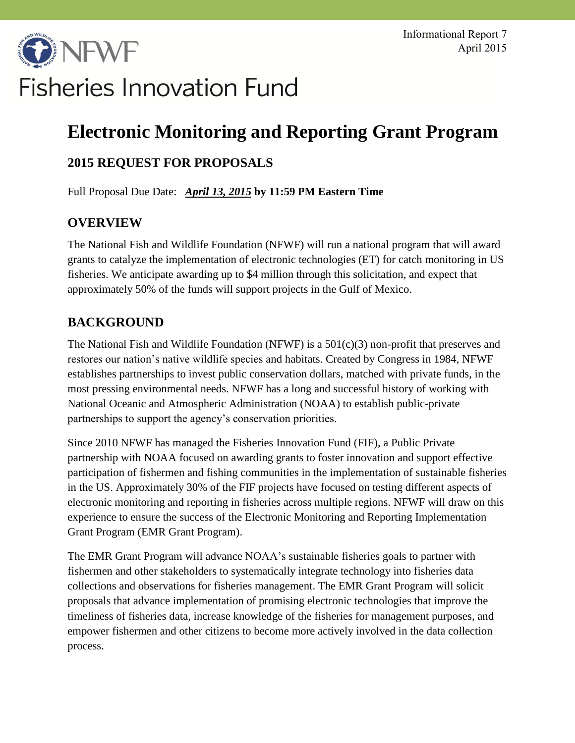Informational Report 7
April 2015

# Fisheries Innovation Fund

# Electronic Monitoring and Reporting Grant Program

## 2015 REQUEST FOR PROPOSALS

Full Proposal Due Date: ***April 13, 2015*** **by 11:59 PM Eastern Time**

## OVERVIEW

The National Fish and Wildlife Foundation (NFWF) will run a national program that will award grants to catalyze the implementation of electronic technologies (ET) for catch monitoring in US fisheries. We anticipate awarding up to $4 million through this solicitation, and expect that approximately 50% of the funds will support projects in the Gulf of Mexico.

## BACKGROUND

The National Fish and Wildlife Foundation (NFWF) is a 501(c)(3) non-profit that preserves and restores our nation's native wildlife species and habitats. Created by Congress in 1984, NFWF establishes partnerships to invest public conservation dollars, matched with private funds, in the most pressing environmental needs. NFWF has a long and successful history of working with National Oceanic and Atmospheric Administration (NOAA) to establish public-private partnerships to support the agency's conservation priorities.

Since 2010 NFWF has managed the Fisheries Innovation Fund (FIF), a Public Private partnership with NOAA focused on awarding grants to foster innovation and support effective participation of fishermen and fishing communities in the implementation of sustainable fisheries in the US. Approximately 30% of the FIF projects have focused on testing different aspects of electronic monitoring and reporting in fisheries across multiple regions. NFWF will draw on this experience to ensure the success of the Electronic Monitoring and Reporting Implementation Grant Program (EMR Grant Program).

The EMR Grant Program will advance NOAA's sustainable fisheries goals to partner with fishermen and other stakeholders to systematically integrate technology into fisheries data collections and observations for fisheries management. The EMR Grant Program will solicit proposals that advance implementation of promising electronic technologies that improve the timeliness of fisheries data, increase knowledge of the fisheries for management purposes, and empower fishermen and other citizens to become more actively involved in the data collection process.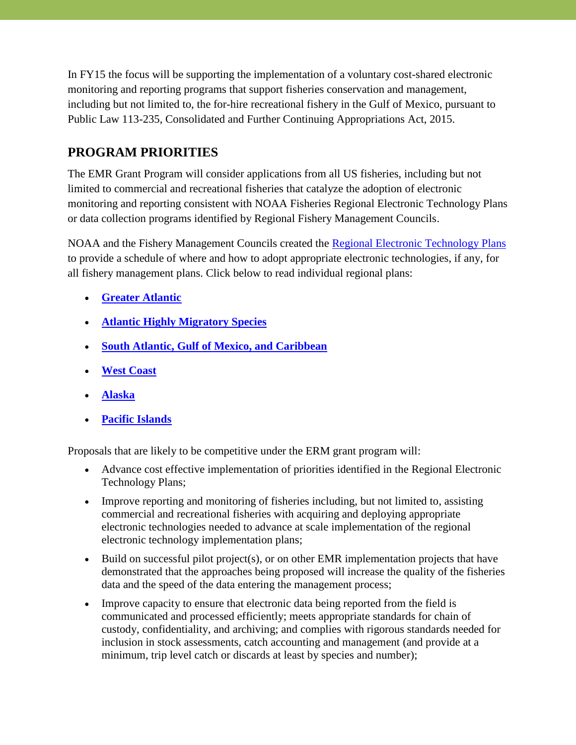In FY15 the focus will be supporting the implementation of a voluntary cost-shared electronic monitoring and reporting programs that support fisheries conservation and management, including but not limited to, the for-hire recreational fishery in the Gulf of Mexico, pursuant to Public Law 113-235, Consolidated and Further Continuing Appropriations Act, 2015.

## PROGRAM PRIORITIES

The EMR Grant Program will consider applications from all US fisheries, including but not limited to commercial and recreational fisheries that catalyze the adoption of electronic monitoring and reporting consistent with NOAA Fisheries Regional Electronic Technology Plans or data collection programs identified by Regional Fishery Management Councils.

NOAA and the Fishery Management Councils created the Regional Electronic Technology Plans to provide a schedule of where and how to adopt appropriate electronic technologies, if any, for all fishery management plans. Click below to read individual regional plans:

- **Greater Atlantic**
- **Atlantic Highly Migratory Species**
- **South Atlantic, Gulf of Mexico, and Caribbean**
- **West Coast**
- **Alaska**
- **Pacific Islands**

Proposals that are likely to be competitive under the ERM grant program will:

- Advance cost effective implementation of priorities identified in the Regional Electronic Technology Plans;
- Improve reporting and monitoring of fisheries including, but not limited to, assisting commercial and recreational fisheries with acquiring and deploying appropriate electronic technologies needed to advance at scale implementation of the regional electronic technology implementation plans;
- Build on successful pilot project(s), or on other EMR implementation projects that have demonstrated that the approaches being proposed will increase the quality of the fisheries data and the speed of the data entering the management process;
- Improve capacity to ensure that electronic data being reported from the field is communicated and processed efficiently; meets appropriate standards for chain of custody, confidentiality, and archiving; and complies with rigorous standards needed for inclusion in stock assessments, catch accounting and management (and provide at a minimum, trip level catch or discards at least by species and number);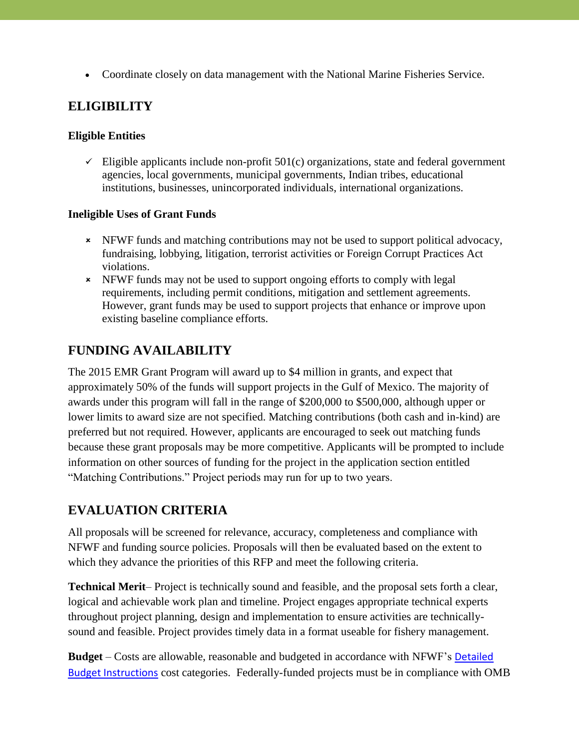- Coordinate closely on data management with the National Marine Fisheries Service.

## ELIGIBILITY

### Eligible Entities

- ✓ Eligible applicants include non-profit 501(c) organizations, state and federal government agencies, local governments, municipal governments, Indian tribes, educational institutions, businesses, unincorporated individuals, international organizations.

### Ineligible Uses of Grant Funds

- ✗ NFWF funds and matching contributions may not be used to support political advocacy, fundraising, lobbying, litigation, terrorist activities or Foreign Corrupt Practices Act violations.
- ✗ NFWF funds may not be used to support ongoing efforts to comply with legal requirements, including permit conditions, mitigation and settlement agreements. However, grant funds may be used to support projects that enhance or improve upon existing baseline compliance efforts.

## FUNDING AVAILABILITY

The 2015 EMR Grant Program will award up to $4 million in grants, and expect that approximately 50% of the funds will support projects in the Gulf of Mexico. The majority of awards under this program will fall in the range of $200,000 to $500,000, although upper or lower limits to award size are not specified. Matching contributions (both cash and in-kind) are preferred but not required. However, applicants are encouraged to seek out matching funds because these grant proposals may be more competitive. Applicants will be prompted to include information on other sources of funding for the project in the application section entitled "Matching Contributions." Project periods may run for up to two years.

## EVALUATION CRITERIA

All proposals will be screened for relevance, accuracy, completeness and compliance with NFWF and funding source policies. Proposals will then be evaluated based on the extent to which they advance the priorities of this RFP and meet the following criteria.

**Technical Merit**– Project is technically sound and feasible, and the proposal sets forth a clear, logical and achievable work plan and timeline. Project engages appropriate technical experts throughout project planning, design and implementation to ensure activities are technically-sound and feasible. Project provides timely data in a format useable for fishery management.

**Budget** – Costs are allowable, reasonable and budgeted in accordance with NFWF's Detailed Budget Instructions cost categories. Federally-funded projects must be in compliance with OMB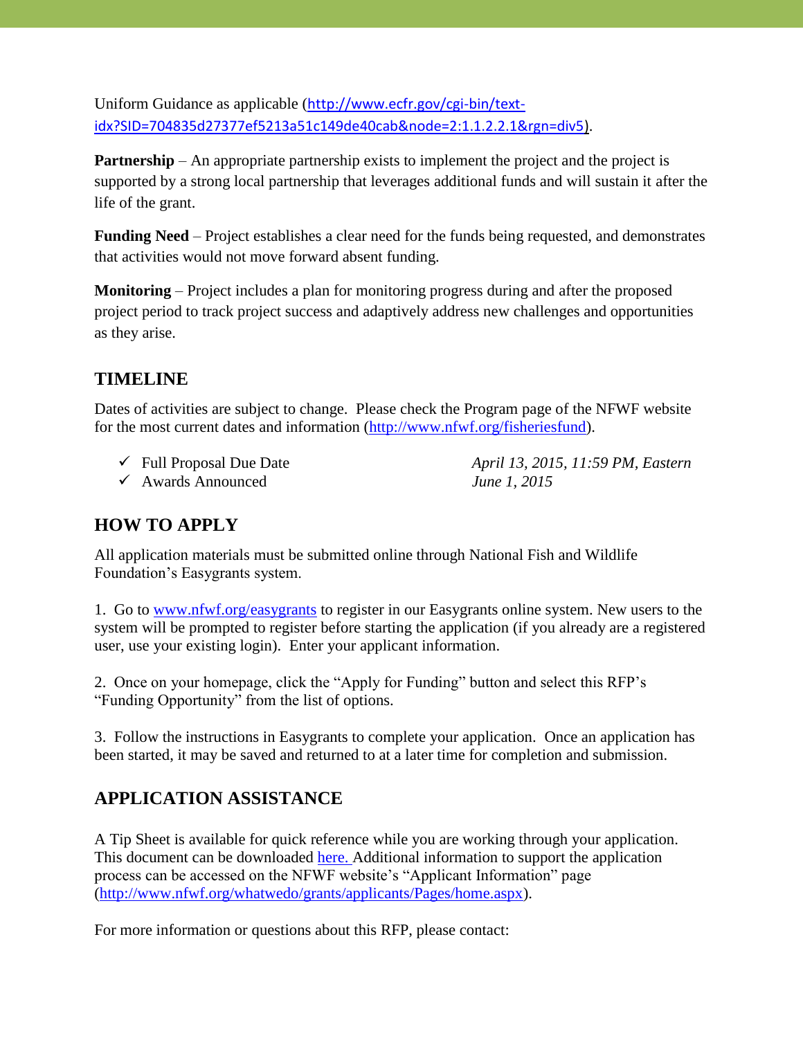Uniform Guidance as applicable (http://www.ecfr.gov/cgi-bin/text-idx?SID=704835d27377ef5213a51c149de40cab&node=2:1.1.2.2.1&rgn=div5).

**Partnership** – An appropriate partnership exists to implement the project and the project is supported by a strong local partnership that leverages additional funds and will sustain it after the life of the grant.

**Funding Need** – Project establishes a clear need for the funds being requested, and demonstrates that activities would not move forward absent funding.

**Monitoring** – Project includes a plan for monitoring progress during and after the proposed project period to track project success and adaptively address new challenges and opportunities as they arise.

## TIMELINE

Dates of activities are subject to change. Please check the Program page of the NFWF website for the most current dates and information (http://www.nfwf.org/fisheriesfund).

- ✓ Full Proposal Due Date — *April 13, 2015, 11:59 PM, Eastern*
- ✓ Awards Announced — *June 1, 2015*

## HOW TO APPLY

All application materials must be submitted online through National Fish and Wildlife Foundation's Easygrants system.

1. Go to www.nfwf.org/easygrants to register in our Easygrants online system. New users to the system will be prompted to register before starting the application (if you already are a registered user, use your existing login). Enter your applicant information.

2. Once on your homepage, click the "Apply for Funding" button and select this RFP's "Funding Opportunity" from the list of options.

3. Follow the instructions in Easygrants to complete your application. Once an application has been started, it may be saved and returned to at a later time for completion and submission.

## APPLICATION ASSISTANCE

A Tip Sheet is available for quick reference while you are working through your application. This document can be downloaded here. Additional information to support the application process can be accessed on the NFWF website's "Applicant Information" page (http://www.nfwf.org/whatwedo/grants/applicants/Pages/home.aspx).

For more information or questions about this RFP, please contact: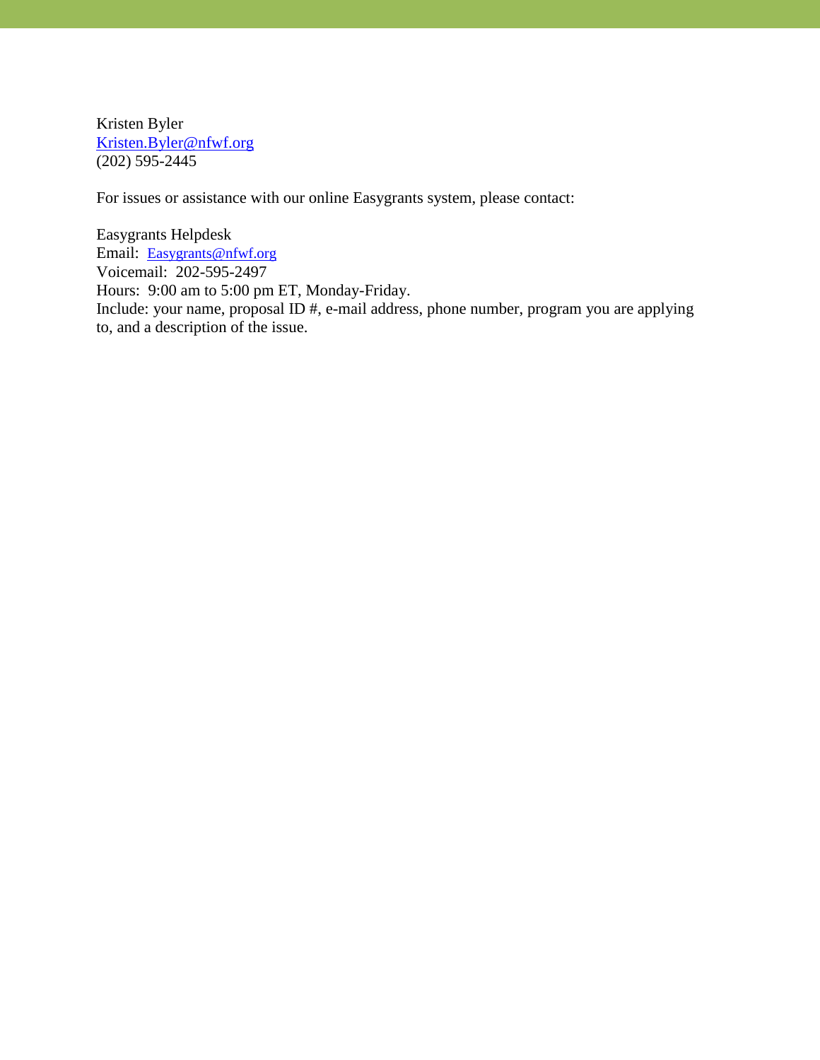Kristen Byler
Kristen.Byler@nfwf.org
(202) 595-2445

For issues or assistance with our online Easygrants system, please contact:

Easygrants Helpdesk
Email: Easygrants@nfwf.org
Voicemail: 202-595-2497
Hours: 9:00 am to 5:00 pm ET, Monday-Friday.
Include: your name, proposal ID #, e-mail address, phone number, program you are applying to, and a description of the issue.